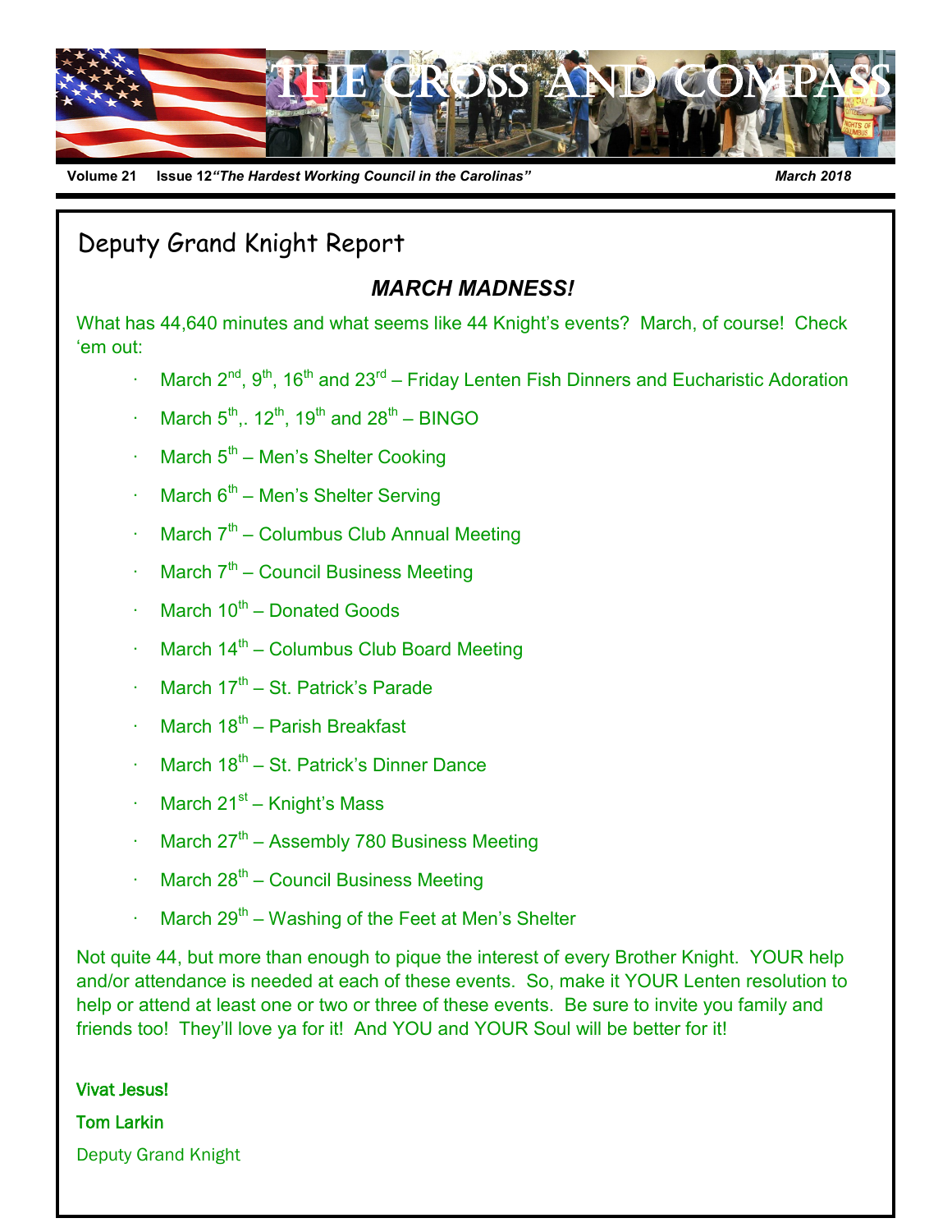# THE CROSS AND COMPASS

**Volume 21 Issue 12** ***"The Hardest Working Council in the Carolinas"*** ***March 2018***

## Deputy Grand Knight Report

### *MARCH MADNESS!*

What has 44,640 minutes and what seems like 44 Knight's events? March, of course! Check 'em out:

- March 2nd, 9th, 16th and 23rd – Friday Lenten Fish Dinners and Eucharistic Adoration
- March 5th,. 12th, 19th and 28th – BINGO
- March 5th – Men's Shelter Cooking
- March 6th – Men's Shelter Serving
- March 7th – Columbus Club Annual Meeting
- March 7th – Council Business Meeting
- March 10th – Donated Goods
- March 14th – Columbus Club Board Meeting
- March 17th – St. Patrick's Parade
- March 18th – Parish Breakfast
- March 18th – St. Patrick's Dinner Dance
- March 21st – Knight's Mass
- March 27th – Assembly 780 Business Meeting
- March 28th – Council Business Meeting
- March 29th – Washing of the Feet at Men's Shelter

Not quite 44, but more than enough to pique the interest of every Brother Knight. YOUR help and/or attendance is needed at each of these events. So, make it YOUR Lenten resolution to help or attend at least one or two or three of these events. Be sure to invite you family and friends too! They'll love ya for it! And YOU and YOUR Soul will be better for it!

**Vivat Jesus!**

**Tom Larkin**

Deputy Grand Knight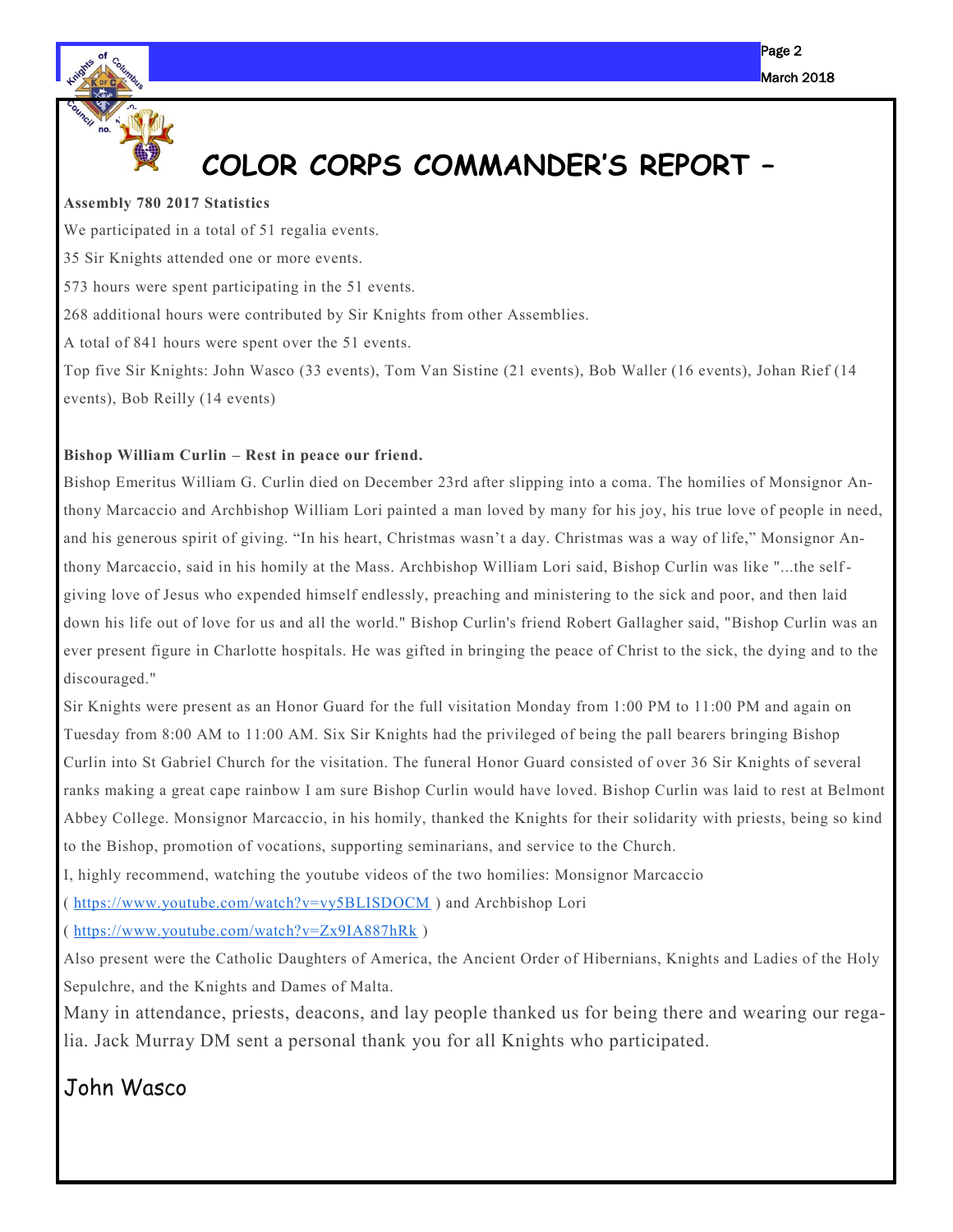# COLOR CORPS COMMANDER'S REPORT –

**Assembly 780 2017 Statistics**

We participated in a total of 51 regalia events.

35 Sir Knights attended one or more events.

573 hours were spent participating in the 51 events.

268 additional hours were contributed by Sir Knights from other Assemblies.

A total of 841 hours were spent over the 51 events.

Top five Sir Knights: John Wasco (33 events), Tom Van Sistine (21 events), Bob Waller (16 events), Johan Rief (14 events), Bob Reilly (14 events)

**Bishop William Curlin – Rest in peace our friend.**

Bishop Emeritus William G. Curlin died on December 23rd after slipping into a coma. The homilies of Monsignor Anthony Marcaccio and Archbishop William Lori painted a man loved by many for his joy, his true love of people in need, and his generous spirit of giving. "In his heart, Christmas wasn't a day. Christmas was a way of life," Monsignor Anthony Marcaccio, said in his homily at the Mass. Archbishop William Lori said, Bishop Curlin was like "...the self-giving love of Jesus who expended himself endlessly, preaching and ministering to the sick and poor, and then laid down his life out of love for us and all the world." Bishop Curlin's friend Robert Gallagher said, "Bishop Curlin was an ever present figure in Charlotte hospitals. He was gifted in bringing the peace of Christ to the sick, the dying and to the discouraged."

Sir Knights were present as an Honor Guard for the full visitation Monday from 1:00 PM to 11:00 PM and again on Tuesday from 8:00 AM to 11:00 AM. Six Sir Knights had the privileged of being the pall bearers bringing Bishop Curlin into St Gabriel Church for the visitation. The funeral Honor Guard consisted of over 36 Sir Knights of several ranks making a great cape rainbow I am sure Bishop Curlin would have loved. Bishop Curlin was laid to rest at Belmont Abbey College. Monsignor Marcaccio, in his homily, thanked the Knights for their solidarity with priests, being so kind to the Bishop, promotion of vocations, supporting seminarians, and service to the Church.

I, highly recommend, watching the youtube videos of the two homilies: Monsignor Marcaccio ( https://www.youtube.com/watch?v=vy5BLISDOCM ) and Archbishop Lori ( https://www.youtube.com/watch?v=Zx9IA887hRk )

Also present were the Catholic Daughters of America, the Ancient Order of Hibernians, Knights and Ladies of the Holy Sepulchre, and the Knights and Dames of Malta.

Many in attendance, priests, deacons, and lay people thanked us for being there and wearing our regalia. Jack Murray DM sent a personal thank you for all Knights who participated.

John Wasco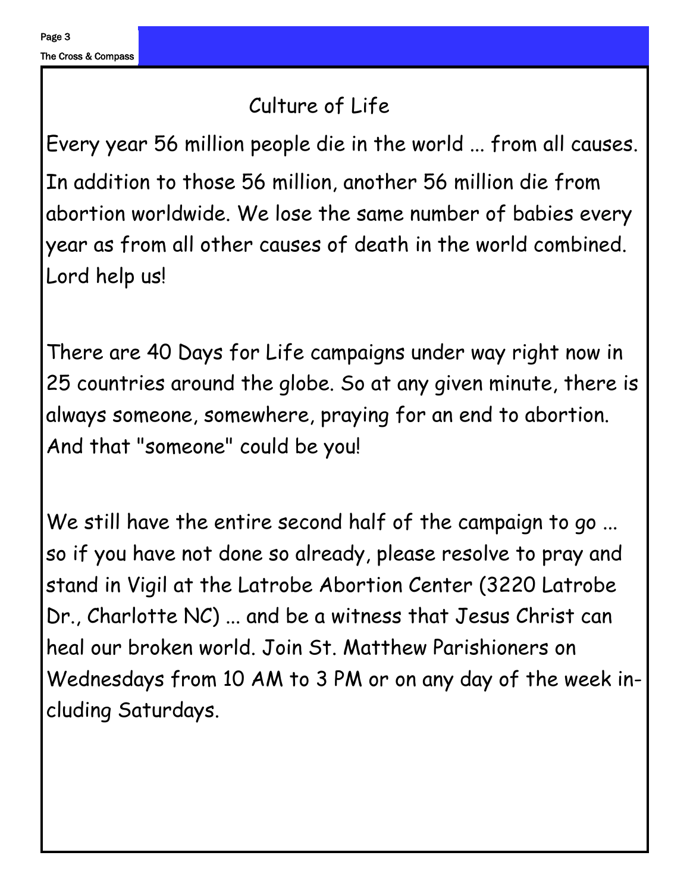## Culture of Life

Every year 56 million people die in the world ... from all causes. In addition to those 56 million, another 56 million die from abortion worldwide. We lose the same number of babies every year as from all other causes of death in the world combined. Lord help us!

There are 40 Days for Life campaigns under way right now in 25 countries around the globe. So at any given minute, there is always someone, somewhere, praying for an end to abortion. And that "someone" could be you!

We still have the entire second half of the campaign to go ... so if you have not done so already, please resolve to pray and stand in Vigil at the Latrobe Abortion Center (3220 Latrobe Dr., Charlotte NC) ... and be a witness that Jesus Christ can heal our broken world. Join St. Matthew Parishioners on Wednesdays from 10 AM to 3 PM or on any day of the week including Saturdays.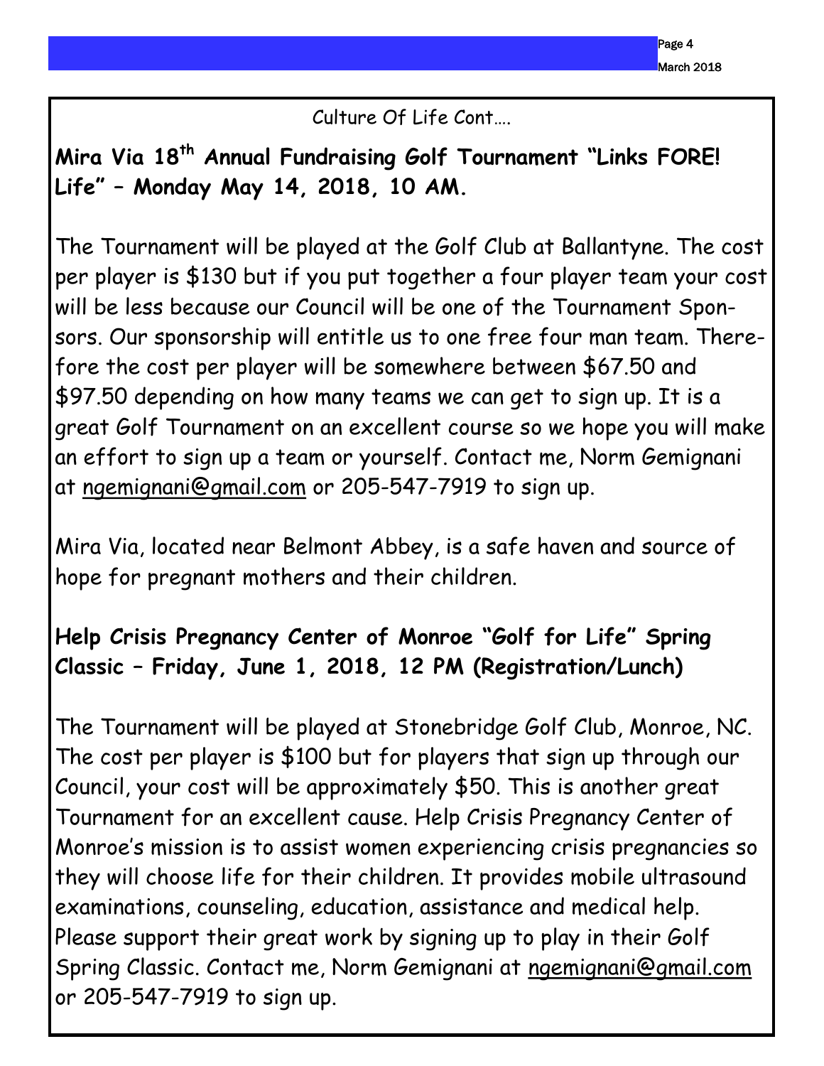Culture Of Life Cont….

**Mira Via 18th Annual Fundraising Golf Tournament "Links FORE! Life" – Monday May 14, 2018, 10 AM.**

The Tournament will be played at the Golf Club at Ballantyne. The cost per player is $130 but if you put together a four player team your cost will be less because our Council will be one of the Tournament Sponsors. Our sponsorship will entitle us to one free four man team. Therefore the cost per player will be somewhere between $67.50 and $97.50 depending on how many teams we can get to sign up. It is a great Golf Tournament on an excellent course so we hope you will make an effort to sign up a team or yourself. Contact me, Norm Gemignani at ngemignani@gmail.com or 205-547-7919 to sign up.

Mira Via, located near Belmont Abbey, is a safe haven and source of hope for pregnant mothers and their children.

**Help Crisis Pregnancy Center of Monroe "Golf for Life" Spring Classic – Friday, June 1, 2018, 12 PM (Registration/Lunch)**

The Tournament will be played at Stonebridge Golf Club, Monroe, NC. The cost per player is $100 but for players that sign up through our Council, your cost will be approximately $50. This is another great Tournament for an excellent cause. Help Crisis Pregnancy Center of Monroe's mission is to assist women experiencing crisis pregnancies so they will choose life for their children. It provides mobile ultrasound examinations, counseling, education, assistance and medical help. Please support their great work by signing up to play in their Golf Spring Classic. Contact me, Norm Gemignani at ngemignani@gmail.com or 205-547-7919 to sign up.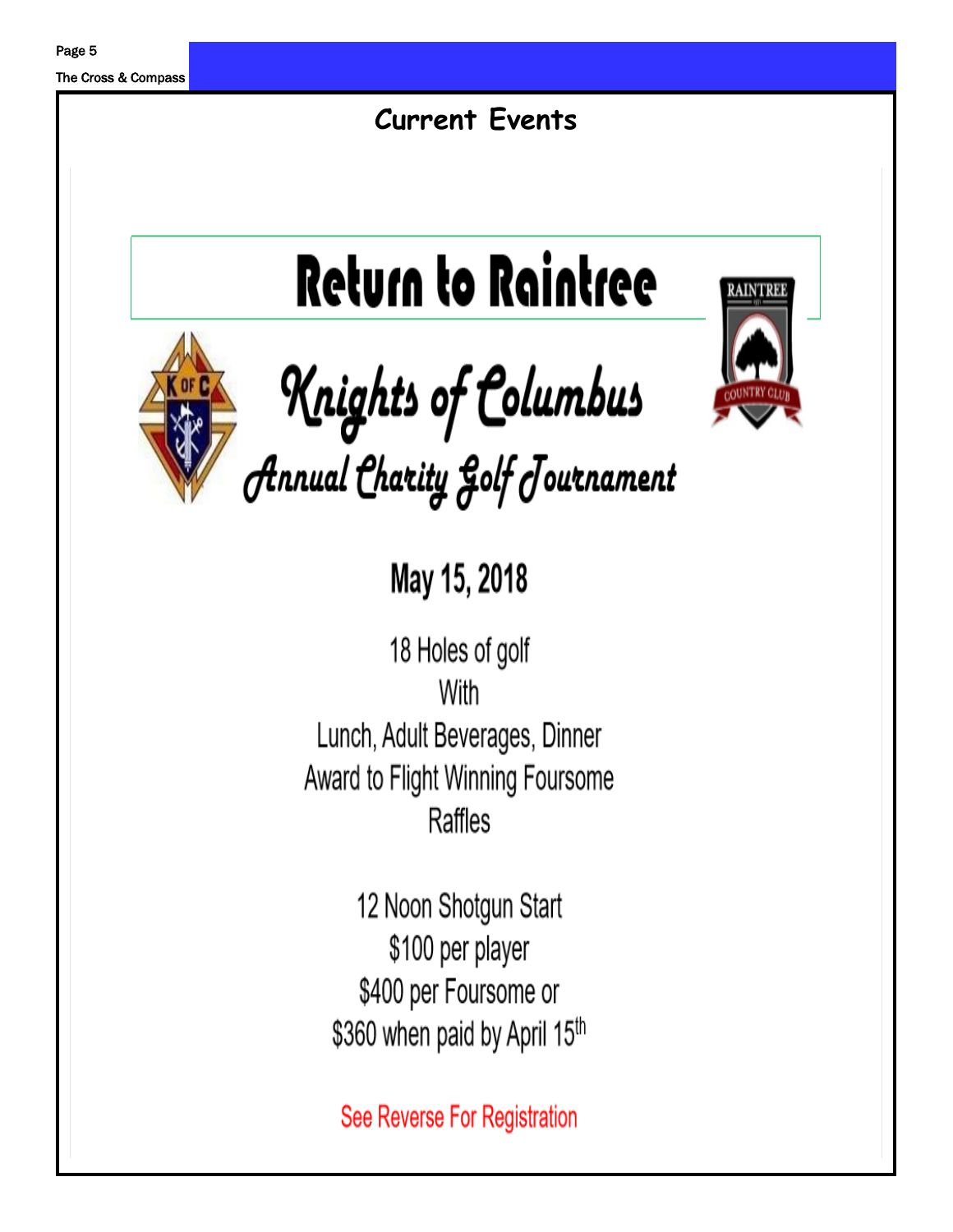# Current Events

## Return to Raintree

### Knights of Columbus

### Annual Charity Golf Tournament

**May 15, 2018**

18 Holes of golf
With
Lunch, Adult Beverages, Dinner
Award to Flight Winning Foursome
Raffles

12 Noon Shotgun Start
$100 per player
$400 per Foursome or
$360 when paid by April 15th

See Reverse For Registration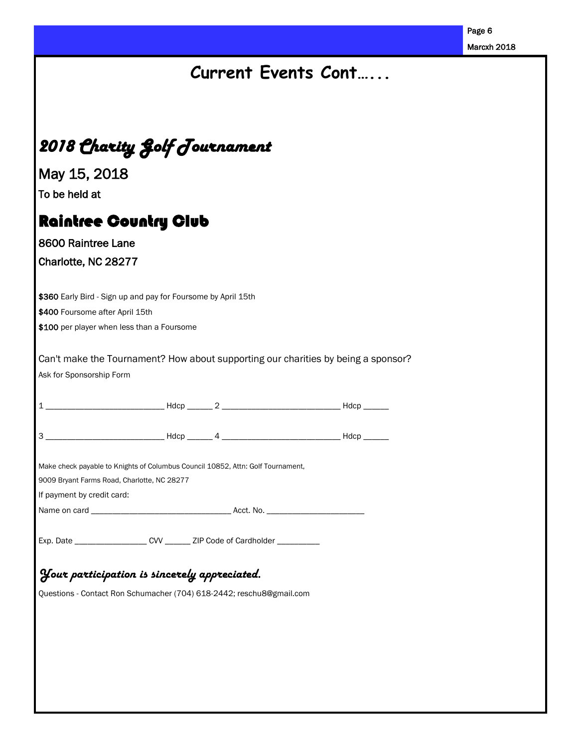# Current Events Cont…...

## *2018 Charity Golf Tournament*

May 15, 2018

To be held at

## Raintree Country Club

8600 Raintree Lane

Charlotte, NC 28277

**$360** Early Bird - Sign up and pay for Foursome by April 15th

**$400** Foursome after April 15th

**$100** per player when less than a Foursome

Can't make the Tournament? How about supporting our charities by being a sponsor?

Ask for Sponsorship Form

1 ___________________________ Hdcp ______ 2 ___________________________ Hdcp ______

3 ___________________________ Hdcp ______ 4 ___________________________ Hdcp ______

Make check payable to Knights of Columbus Council 10852, Attn: Golf Tournament,

9009 Bryant Farms Road, Charlotte, NC 28277

If payment by credit card:

Name on card ________________________________ Acct. No. ______________________

Exp. Date ________________ CVV ______ ZIP Code of Cardholder __________

*Your participation is sincerely appreciated.*

Questions - Contact Ron Schumacher (704) 618-2442; reschu8@gmail.com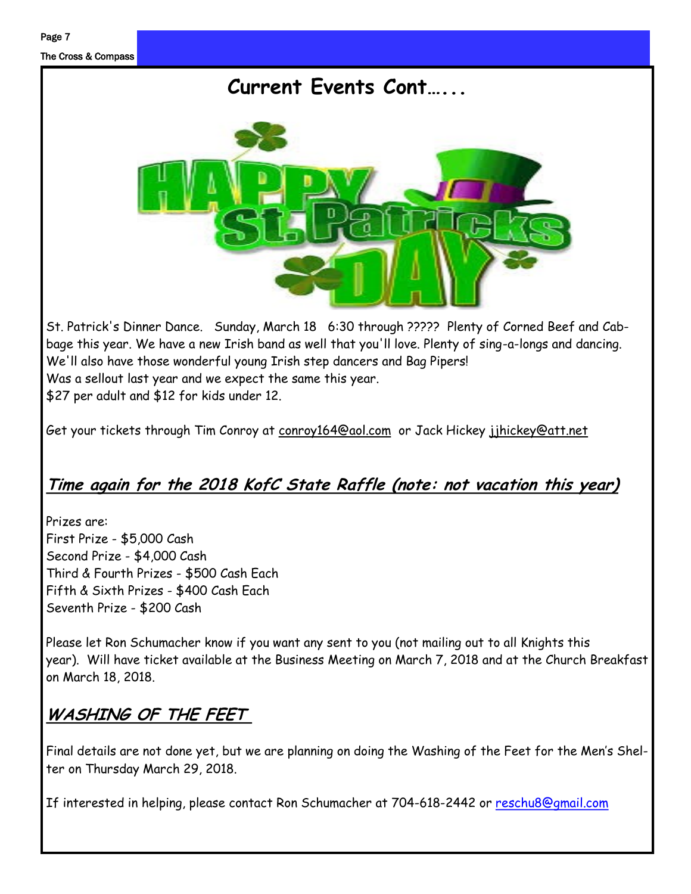# Current Events Cont…...

St. Patrick's Dinner Dance.   Sunday, March 18   6:30 through ?????  Plenty of Corned Beef and Cabbage this year. We have a new Irish band as well that you'll love. Plenty of sing-a-longs and dancing. We'll also have those wonderful young Irish step dancers and Bag Pipers!
Was a sellout last year and we expect the same this year.
$27 per adult and $12 for kids under 12.

Get your tickets through Tim Conroy at conroy164@aol.com  or Jack Hickey jjhickey@att.net

## ***Time again for the 2018 KofC State Raffle (note: not vacation this year)***

Prizes are:
First Prize - $5,000 Cash
Second Prize - $4,000 Cash
Third & Fourth Prizes - $500 Cash Each
Fifth & Sixth Prizes - $400 Cash Each
Seventh Prize - $200 Cash

Please let Ron Schumacher know if you want any sent to you (not mailing out to all Knights this year).  Will have ticket available at the Business Meeting on March 7, 2018 and at the Church Breakfast on March 18, 2018.

## ***WASHING OF THE FEET***

Final details are not done yet, but we are planning on doing the Washing of the Feet for the Men's Shelter on Thursday March 29, 2018.

If interested in helping, please contact Ron Schumacher at 704-618-2442 or reschu8@gmail.com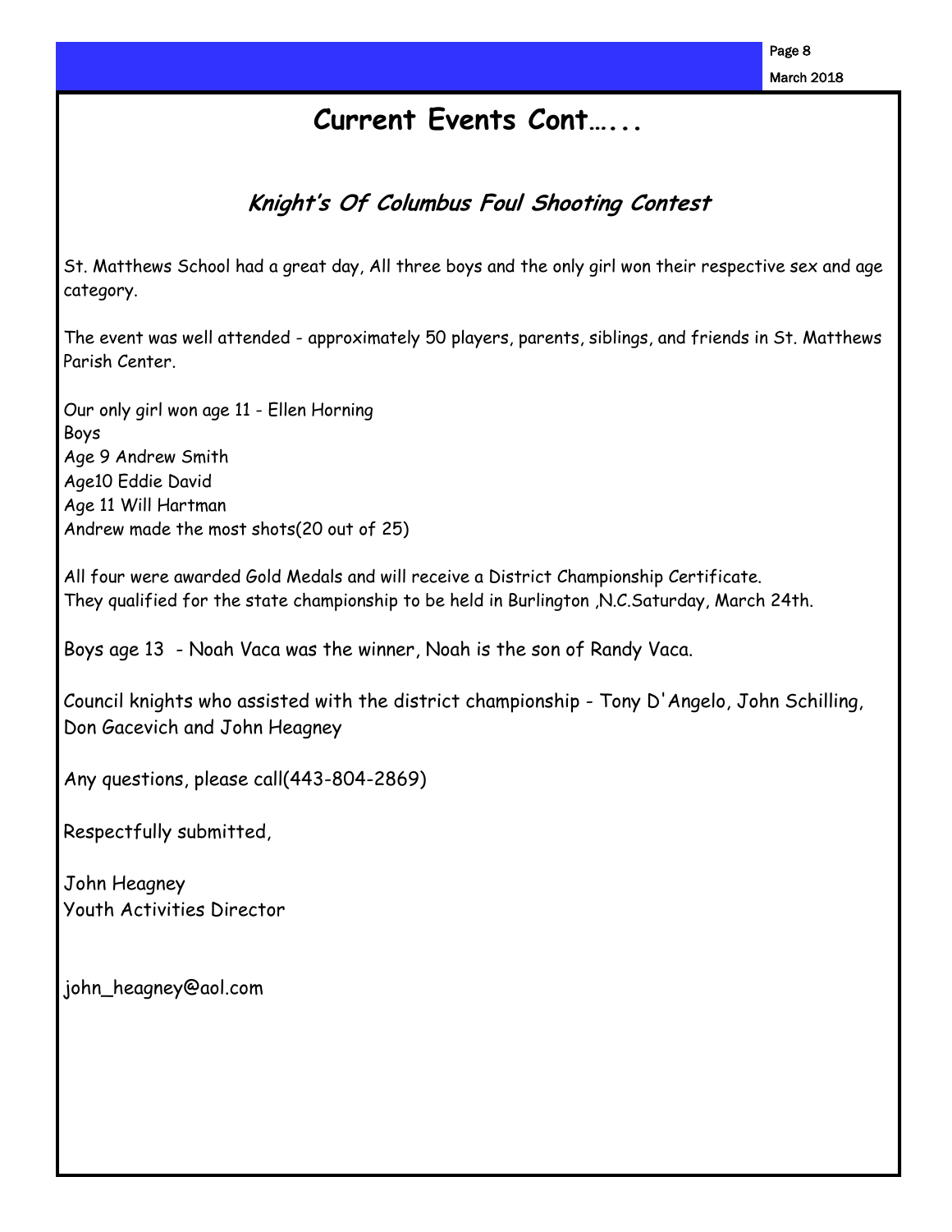# Current Events Cont…...

## *Knight's Of Columbus Foul Shooting Contest*

St. Matthews School had a great day, All three boys and the only girl won their respective sex and age category.

The event was well attended - approximately 50 players, parents, siblings, and friends in St. Matthews Parish Center.

Our only girl won age 11 - Ellen Horning  
Boys  
Age 9 Andrew Smith  
Age10 Eddie David  
Age 11 Will Hartman  
Andrew made the most shots(20 out of 25)

All four were awarded Gold Medals and will receive a District Championship Certificate.  
They qualified for the state championship to be held in Burlington ,N.C.Saturday, March 24th.

Boys age 13 - Noah Vaca was the winner, Noah is the son of Randy Vaca.

Council knights who assisted with the district championship - Tony D'Angelo, John Schilling, Don Gacevich and John Heagney

Any questions, please call(443-804-2869)

Respectfully submitted,

John Heagney  
Youth Activities Director

john_heagney@aol.com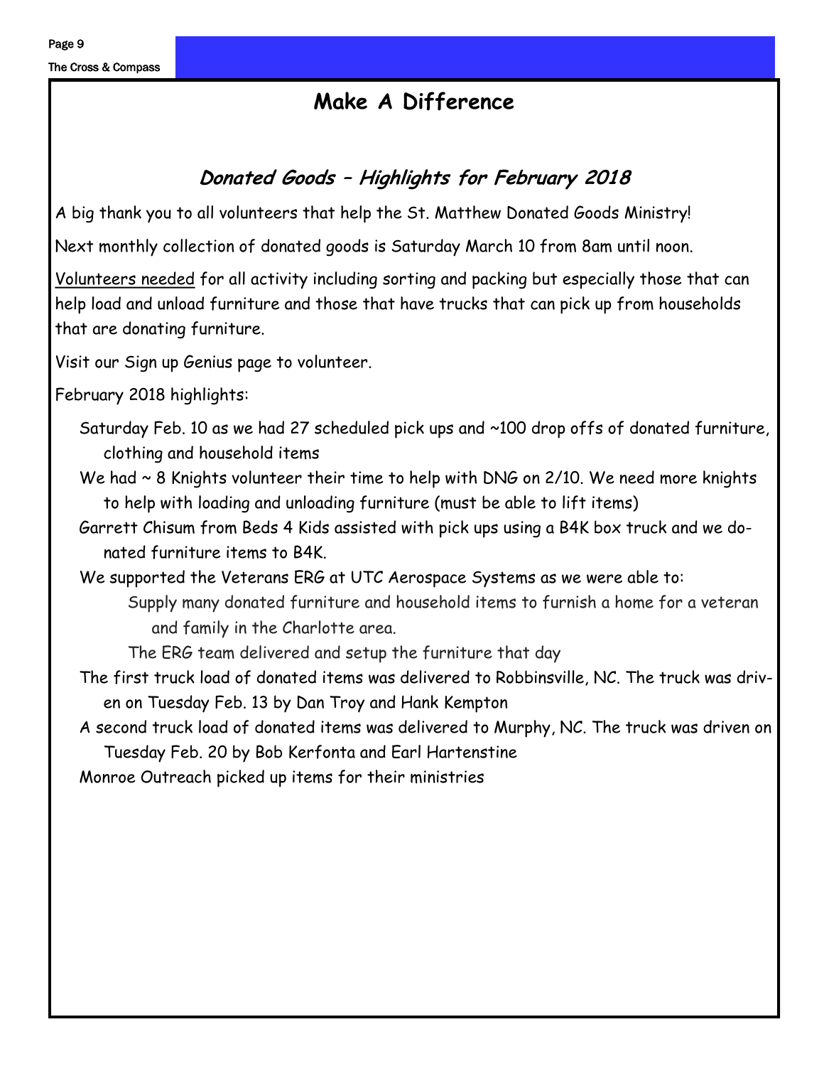# Make A Difference

## *Donated Goods – Highlights for February 2018*

A big thank you to all volunteers that help the St. Matthew Donated Goods Ministry!

Next monthly collection of donated goods is Saturday March 10 from 8am until noon.

Volunteers needed for all activity including sorting and packing but especially those that can help load and unload furniture and those that have trucks that can pick up from households that are donating furniture.

Visit our Sign up Genius page to volunteer.

February 2018 highlights:

- Saturday Feb. 10 as we had 27 scheduled pick ups and ~100 drop offs of donated furniture, clothing and household items
- We had ~ 8 Knights volunteer their time to help with DNG on 2/10. We need more knights to help with loading and unloading furniture (must be able to lift items)
- Garrett Chisum from Beds 4 Kids assisted with pick ups using a B4K box truck and we donated furniture items to B4K.
- We supported the Veterans ERG at UTC Aerospace Systems as we were able to:
  - Supply many donated furniture and household items to furnish a home for a veteran and family in the Charlotte area.
  - The ERG team delivered and setup the furniture that day
- The first truck load of donated items was delivered to Robbinsville, NC. The truck was driven on Tuesday Feb. 13 by Dan Troy and Hank Kempton
- A second truck load of donated items was delivered to Murphy, NC. The truck was driven on Tuesday Feb. 20 by Bob Kerfonta and Earl Hartenstine
- Monroe Outreach picked up items for their ministries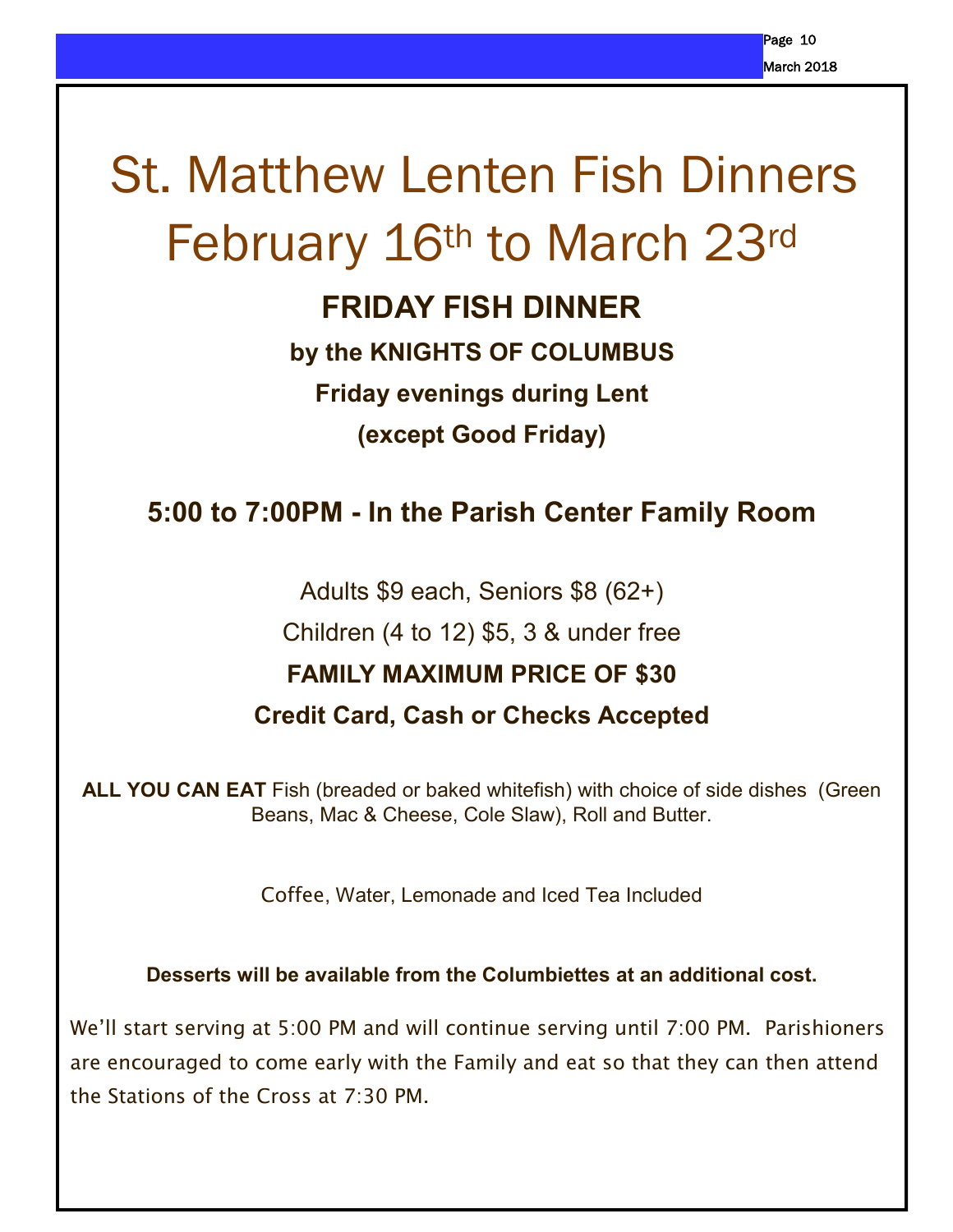# St. Matthew Lenten Fish Dinners February 16th to March 23rd

## FRIDAY FISH DINNER

**by the KNIGHTS OF COLUMBUS**

**Friday evenings during Lent**

**(except Good Friday)**

### 5:00 to 7:00PM - In the Parish Center Family Room

Adults $9 each, Seniors $8 (62+)

Children (4 to 12) $5, 3 & under free

**FAMILY MAXIMUM PRICE OF $30**

**Credit Card, Cash or Checks Accepted**

**ALL YOU CAN EAT** Fish (breaded or baked whitefish) with choice of side dishes (Green Beans, Mac & Cheese, Cole Slaw), Roll and Butter.

Coffee, Water, Lemonade and Iced Tea Included

**Desserts will be available from the Columbiettes at an additional cost.**

We'll start serving at 5:00 PM and will continue serving until 7:00 PM. Parishioners are encouraged to come early with the Family and eat so that they can then attend the Stations of the Cross at 7:30 PM.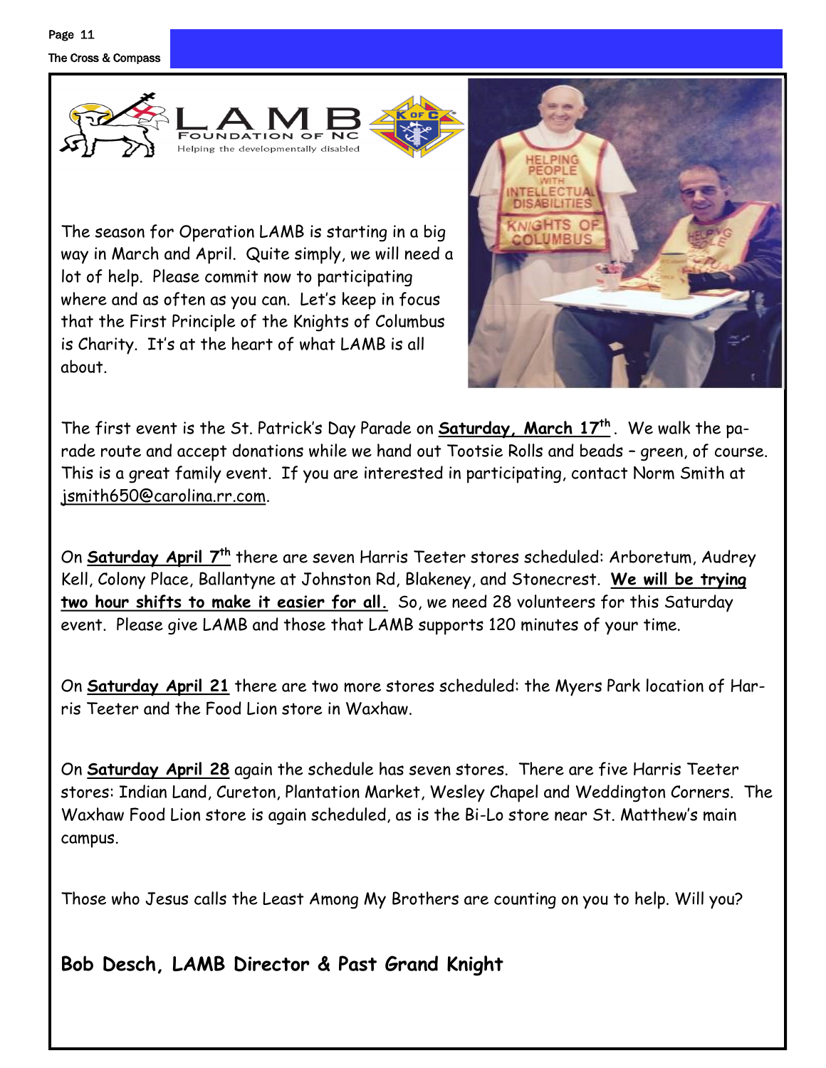LAMB FOUNDATION OF NC

Helping the developmentally disabled

The season for Operation LAMB is starting in a big way in March and April. Quite simply, we will need a lot of help. Please commit now to participating where and as often as you can. Let's keep in focus that the First Principle of the Knights of Columbus is Charity. It's at the heart of what LAMB is all about.

The first event is the St. Patrick's Day Parade on **Saturday, March 17th**. We walk the parade route and accept donations while we hand out Tootsie Rolls and beads – green, of course. This is a great family event. If you are interested in participating, contact Norm Smith at jsmith650@carolina.rr.com.

On **Saturday April 7th** there are seven Harris Teeter stores scheduled: Arboretum, Audrey Kell, Colony Place, Ballantyne at Johnston Rd, Blakeney, and Stonecrest. **We will be trying two hour shifts to make it easier for all.** So, we need 28 volunteers for this Saturday event. Please give LAMB and those that LAMB supports 120 minutes of your time.

On **Saturday April 21** there are two more stores scheduled: the Myers Park location of Harris Teeter and the Food Lion store in Waxhaw.

On **Saturday April 28** again the schedule has seven stores. There are five Harris Teeter stores: Indian Land, Cureton, Plantation Market, Wesley Chapel and Weddington Corners. The Waxhaw Food Lion store is again scheduled, as is the Bi-Lo store near St. Matthew's main campus.

Those who Jesus calls the Least Among My Brothers are counting on you to help. Will you?

**Bob Desch, LAMB Director & Past Grand Knight**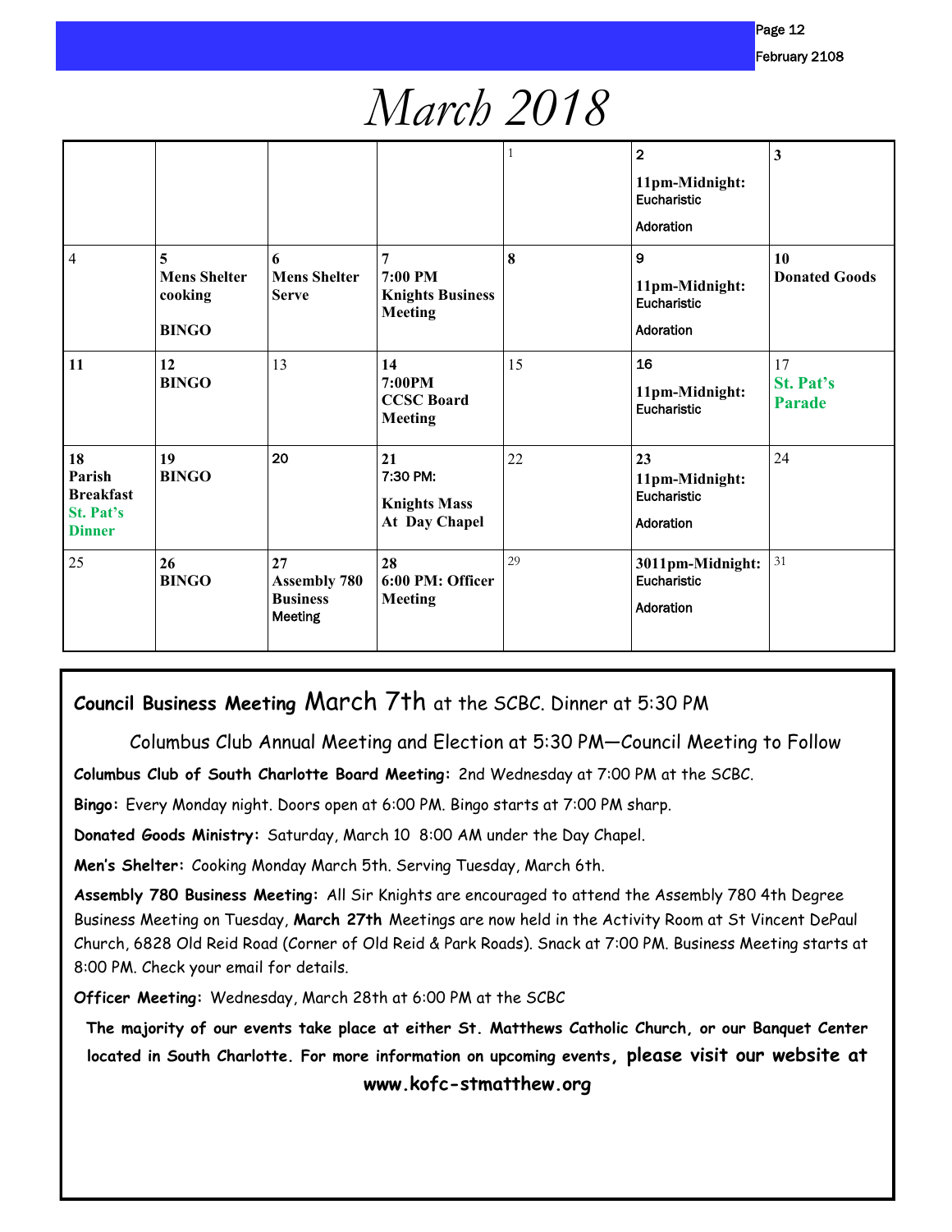# March 2018

| | | | | | | |
|---|---|---|---|---|---|---|
| | | | | 1 | **2** **11pm-Midnight:** Eucharistic Adoration | **3** |
| 4 | **5** **Mens Shelter cooking** **BINGO** | **6** **Mens Shelter Serve** | **7** **7:00 PM Knights Business Meeting** | **8** | **9** **11pm-Midnight:** Eucharistic Adoration | **10** **Donated Goods** |
| **11** | **12** **BINGO** | 13 | **14** **7:00PM CCSC Board Meeting** | 15 | **16** **11pm-Midnight:** Eucharistic | 17 **St. Pat's Parade** |
| **18** **Parish Breakfast** **St. Pat's Dinner** | **19** **BINGO** | **20** | **21** **7:30 PM:** **Knights Mass At Day Chapel** | 22 | **23** **11pm-Midnight:** Eucharistic Adoration | 24 |
| 25 | **26** **BINGO** | **27** **Assembly 780 Business Meeting** | **28** **6:00 PM: Officer Meeting** | 29 | **3011pm-Midnight:** Eucharistic Adoration | 31 |

**Council Business Meeting** March 7th at the SCBC. Dinner at 5:30 PM

Columbus Club Annual Meeting and Election at 5:30 PM—Council Meeting to Follow

**Columbus Club of South Charlotte Board Meeting:** 2nd Wednesday at 7:00 PM at the SCBC.

**Bingo:** Every Monday night. Doors open at 6:00 PM. Bingo starts at 7:00 PM sharp.

**Donated Goods Ministry:** Saturday, March 10 8:00 AM under the Day Chapel.

**Men's Shelter:** Cooking Monday March 5th. Serving Tuesday, March 6th.

**Assembly 780 Business Meeting:** All Sir Knights are encouraged to attend the Assembly 780 4th Degree Business Meeting on Tuesday, **March 27th** Meetings are now held in the Activity Room at St Vincent DePaul Church, 6828 Old Reid Road (Corner of Old Reid & Park Roads). Snack at 7:00 PM. Business Meeting starts at 8:00 PM. Check your email for details.

**Officer Meeting:** Wednesday, March 28th at 6:00 PM at the SCBC

**The majority of our events take place at either St. Matthews Catholic Church, or our Banquet Center located in South Charlotte. For more information on upcoming events, please visit our website at www.kofc-stmatthew.org**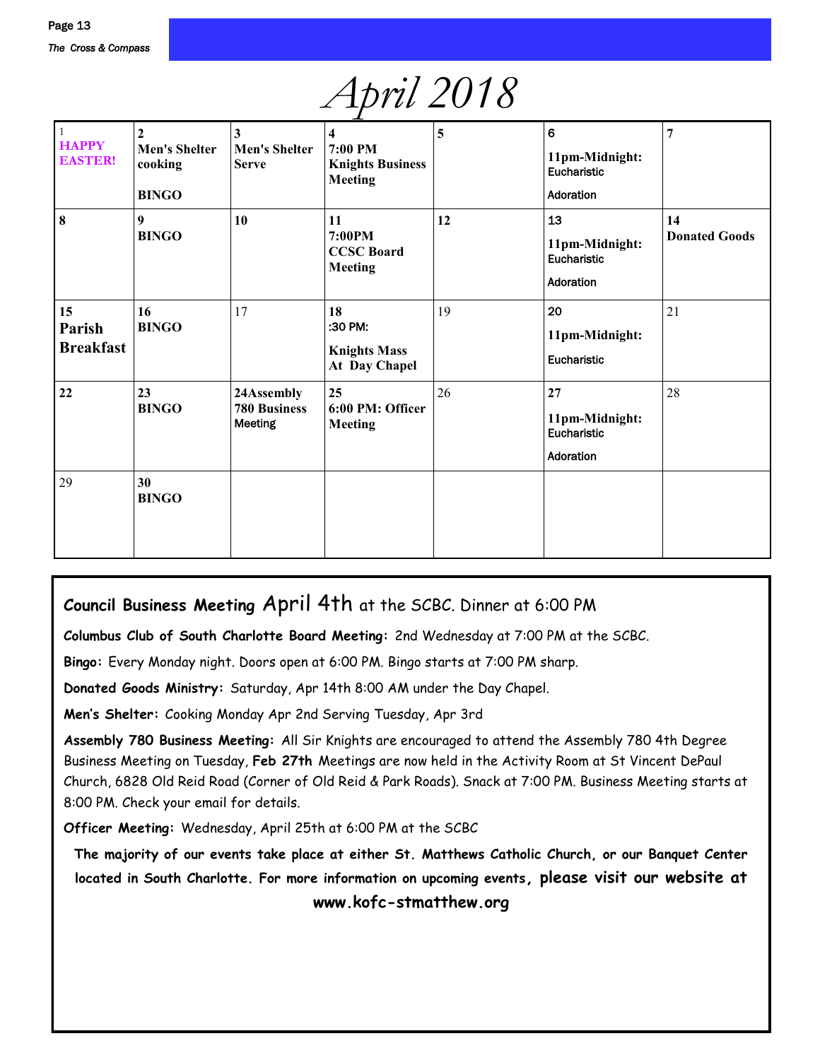# April 2018

| | | | | | | |
|---|---|---|---|---|---|---|
| 1 **HAPPY EASTER!** | **2 Men's Shelter cooking** **BINGO** | **3 Men's Shelter Serve** | **4 7:00 PM Knights Business Meeting** | **5** | **6** **11pm-Midnight:** **Eucharistic** **Adoration** | **7** |
| **8** | **9 BINGO** | **10** | **11 7:00PM CCSC Board Meeting** | **12** | **13** **11pm-Midnight:** **Eucharistic** **Adoration** | **14 Donated Goods** |
| **15 Parish Breakfast** | **16 BINGO** | 17 | **18** **:30 PM:** **Knights Mass At Day Chapel** | 19 | **20** **11pm-Midnight:** **Eucharistic** | 21 |
| **22** | **23 BINGO** | **24Assembly 780 Business** **Meeting** | **25 6:00 PM: Officer Meeting** | 26 | **27** **11pm-Midnight:** **Eucharistic** **Adoration** | 28 |
| 29 | **30 BINGO** | | | | | |

**Council Business Meeting** April 4th at the SCBC. Dinner at 6:00 PM

**Columbus Club of South Charlotte Board Meeting:** 2nd Wednesday at 7:00 PM at the SCBC.

**Bingo:** Every Monday night. Doors open at 6:00 PM. Bingo starts at 7:00 PM sharp.

**Donated Goods Ministry:** Saturday, Apr 14th 8:00 AM under the Day Chapel.

**Men's Shelter:** Cooking Monday Apr 2nd Serving Tuesday, Apr 3rd

**Assembly 780 Business Meeting:** All Sir Knights are encouraged to attend the Assembly 780 4th Degree Business Meeting on Tuesday, **Feb 27th** Meetings are now held in the Activity Room at St Vincent DePaul Church, 6828 Old Reid Road (Corner of Old Reid & Park Roads). Snack at 7:00 PM. Business Meeting starts at 8:00 PM. Check your email for details.

**Officer Meeting:** Wednesday, April 25th at 6:00 PM at the SCBC

**The majority of our events take place at either St. Matthews Catholic Church, or our Banquet Center located in South Charlotte. For more information on upcoming events, please visit our website at www.kofc-stmatthew.org**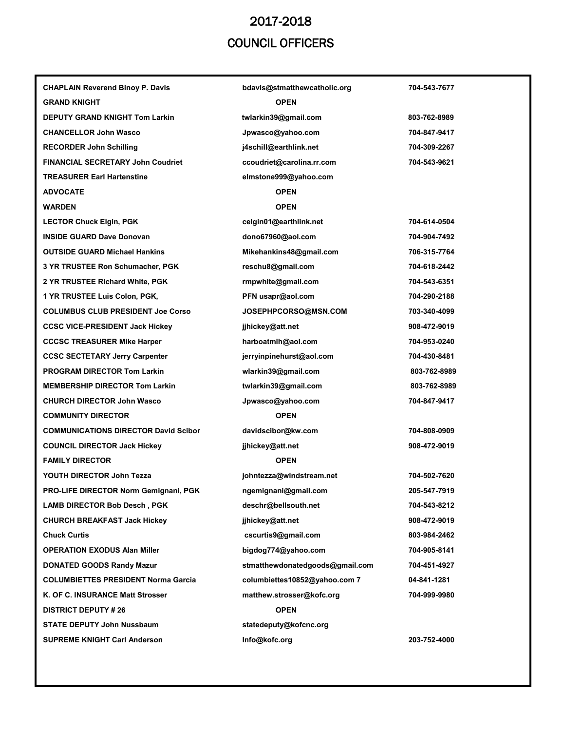# 2017-2018

# COUNCIL OFFICERS

| | | |
|---|---|---|
| **CHAPLAIN Reverend Binoy P. Davis** | **bdavis@stmatthewcatholic.org** | **704-543-7677** |
| **GRAND KNIGHT** | **OPEN** | |
| **DEPUTY GRAND KNIGHT Tom Larkin** | **twlarkin39@gmail.com** | **803-762-8989** |
| **CHANCELLOR John Wasco** | **Jpwasco@yahoo.com** | **704-847-9417** |
| **RECORDER John Schilling** | **j4schill@earthlink.net** | **704-309-2267** |
| **FINANCIAL SECRETARY John Coudriet** | **ccoudriet@carolina.rr.com** | **704-543-9621** |
| **TREASURER Earl Hartenstine** | **elmstone999@yahoo.com** | |
| **ADVOCATE** | **OPEN** | |
| **WARDEN** | **OPEN** | |
| **LECTOR Chuck Elgin, PGK** | **celgin01@earthlink.net** | **704-614-0504** |
| **INSIDE GUARD Dave Donovan** | **dono67960@aol.com** | **704-904-7492** |
| **OUTSIDE GUARD Michael Hankins** | **Mikehankins48@gmail.com** | **706-315-7764** |
| **3 YR TRUSTEE Ron Schumacher, PGK** | **reschu8@gmail.com** | **704-618-2442** |
| **2 YR TRUSTEE Richard White, PGK** | **rmpwhite@gmail.com** | **704-543-6351** |
| **1 YR TRUSTEE Luis Colon, PGK,** | **PFN usapr@aol.com** | **704-290-2188** |
| **COLUMBUS CLUB PRESIDENT Joe Corso** | **JOSEPHPCORSO@MSN.COM** | **703-340-4099** |
| **CCSC VICE-PRESIDENT Jack Hickey** | **jjhickey@att.net** | **908-472-9019** |
| **CCCSC TREASURER Mike Harper** | **harboatmlh@aol.com** | **704-953-0240** |
| **CCSC SECTETARY Jerry Carpenter** | **jerryinpinehurst@aol.com** | **704-430-8481** |
| **PROGRAM DIRECTOR Tom Larkin** | **wlarkin39@gmail.com** | **803-762-8989** |
| **MEMBERSHIP DIRECTOR Tom Larkin** | **twlarkin39@gmail.com** | **803-762-8989** |
| **CHURCH DIRECTOR John Wasco** | **Jpwasco@yahoo.com** | **704-847-9417** |
| **COMMUNITY DIRECTOR** | **OPEN** | |
| **COMMUNICATIONS DIRECTOR David Scibor** | **davidscibor@kw.com** | **704-808-0909** |
| **COUNCIL DIRECTOR Jack Hickey** | **jjhickey@att.net** | **908-472-9019** |
| **FAMILY DIRECTOR** | **OPEN** | |
| **YOUTH DIRECTOR John Tezza** | **johntezza@windstream.net** | **704-502-7620** |
| **PRO-LIFE DIRECTOR Norm Gemignani, PGK** | **ngemignani@gmail.com** | **205-547-7919** |
| **LAMB DIRECTOR Bob Desch , PGK** | **deschr@bellsouth.net** | **704-543-8212** |
| **CHURCH BREAKFAST Jack Hickey** | **jjhickey@att.net** | **908-472-9019** |
| **Chuck Curtis** | **cscurtis9@gmail.com** | **803-984-2462** |
| **OPERATION EXODUS Alan Miller** | **bigdog774@yahoo.com** | **704-905-8141** |
| **DONATED GOODS Randy Mazur** | **stmatthewdonatedgoods@gmail.com** | **704-451-4927** |
| **COLUMBIETTES PRESIDENT Norma Garcia** | **columbiettes10852@yahoo.com 7** | **04-841-1281** |
| **K. OF C. INSURANCE Matt Strosser** | **matthew.strosser@kofc.org** | **704-999-9980** |
| **DISTRICT DEPUTY # 26** | **OPEN** | |
| **STATE DEPUTY John Nussbaum** | **statedeputy@kofcnc.org** | |
| **SUPREME KNIGHT Carl Anderson** | **Info@kofc.org** | **203-752-4000** |